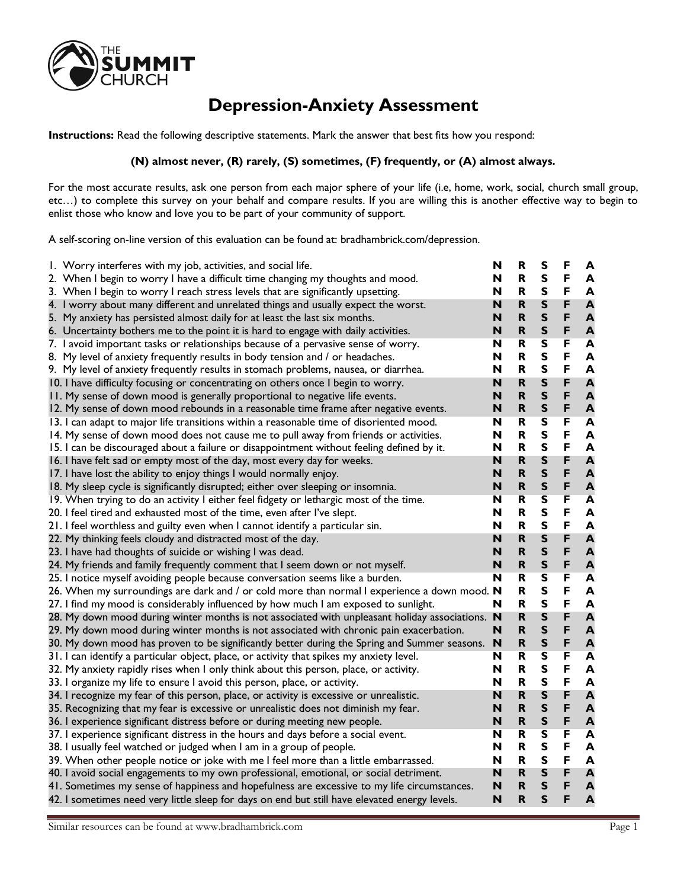THE SUMMIT CHURCH

# Depression-Anxiety Assessment

**Instructions:** Read the following descriptive statements. Mark the answer that best fits how you respond:

**(N) almost never, (R) rarely, (S) sometimes, (F) frequently, or (A) almost always.**

For the most accurate results, ask one person from each major sphere of your life (i.e, home, work, social, church small group, etc…) to complete this survey on your behalf and compare results. If you are willing this is another effective way to begin to enlist those who know and love you to be part of your community of support.

A self-scoring on-line version of this evaluation can be found at: bradhambrick.com/depression.

| Statement | | | | | |
|---|---|---|---|---|---|
| 1. Worry interferes with my job, activities, and social life. | **N** | **R** | **S** | **F** | **A** |
| 2. When I begin to worry I have a difficult time changing my thoughts and mood. | **N** | **R** | **S** | **F** | **A** |
| 3. When I begin to worry I reach stress levels that are significantly upsetting. | **N** | **R** | **S** | **F** | **A** |
| 4. I worry about many different and unrelated things and usually expect the worst. | **N** | **R** | **S** | **F** | **A** |
| 5. My anxiety has persisted almost daily for at least the last six months. | **N** | **R** | **S** | **F** | **A** |
| 6. Uncertainty bothers me to the point it is hard to engage with daily activities. | **N** | **R** | **S** | **F** | **A** |
| 7. I avoid important tasks or relationships because of a pervasive sense of worry. | **N** | **R** | **S** | **F** | **A** |
| 8. My level of anxiety frequently results in body tension and / or headaches. | **N** | **R** | **S** | **F** | **A** |
| 9. My level of anxiety frequently results in stomach problems, nausea, or diarrhea. | **N** | **R** | **S** | **F** | **A** |
| 10. I have difficulty focusing or concentrating on others once I begin to worry. | **N** | **R** | **S** | **F** | **A** |
| 11. My sense of down mood is generally proportional to negative life events. | **N** | **R** | **S** | **F** | **A** |
| 12. My sense of down mood rebounds in a reasonable time frame after negative events. | **N** | **R** | **S** | **F** | **A** |
| 13. I can adapt to major life transitions within a reasonable time of disoriented mood. | **N** | **R** | **S** | **F** | **A** |
| 14. My sense of down mood does not cause me to pull away from friends or activities. | **N** | **R** | **S** | **F** | **A** |
| 15. I can be discouraged about a failure or disappointment without feeling defined by it. | **N** | **R** | **S** | **F** | **A** |
| 16. I have felt sad or empty most of the day, most every day for weeks. | **N** | **R** | **S** | **F** | **A** |
| 17. I have lost the ability to enjoy things I would normally enjoy. | **N** | **R** | **S** | **F** | **A** |
| 18. My sleep cycle is significantly disrupted; either over sleeping or insomnia. | **N** | **R** | **S** | **F** | **A** |
| 19. When trying to do an activity I either feel fidgety or lethargic most of the time. | **N** | **R** | **S** | **F** | **A** |
| 20. I feel tired and exhausted most of the time, even after I've slept. | **N** | **R** | **S** | **F** | **A** |
| 21. I feel worthless and guilty even when I cannot identify a particular sin. | **N** | **R** | **S** | **F** | **A** |
| 22. My thinking feels cloudy and distracted most of the day. | **N** | **R** | **S** | **F** | **A** |
| 23. I have had thoughts of suicide or wishing I was dead. | **N** | **R** | **S** | **F** | **A** |
| 24. My friends and family frequently comment that I seem down or not myself. | **N** | **R** | **S** | **F** | **A** |
| 25. I notice myself avoiding people because conversation seems like a burden. | **N** | **R** | **S** | **F** | **A** |
| 26. When my surroundings are dark and / or cold more than normal I experience a down mood. | **N** | **R** | **S** | **F** | **A** |
| 27. I find my mood is considerably influenced by how much I am exposed to sunlight. | **N** | **R** | **S** | **F** | **A** |
| 28. My down mood during winter months is not associated with unpleasant holiday associations. | **N** | **R** | **S** | **F** | **A** |
| 29. My down mood during winter months is not associated with chronic pain exacerbation. | **N** | **R** | **S** | **F** | **A** |
| 30. My down mood has proven to be significantly better during the Spring and Summer seasons. | **N** | **R** | **S** | **F** | **A** |
| 31. I can identify a particular object, place, or activity that spikes my anxiety level. | **N** | **R** | **S** | **F** | **A** |
| 32. My anxiety rapidly rises when I only think about this person, place, or activity. | **N** | **R** | **S** | **F** | **A** |
| 33. I organize my life to ensure I avoid this person, place, or activity. | **N** | **R** | **S** | **F** | **A** |
| 34. I recognize my fear of this person, place, or activity is excessive or unrealistic. | **N** | **R** | **S** | **F** | **A** |
| 35. Recognizing that my fear is excessive or unrealistic does not diminish my fear. | **N** | **R** | **S** | **F** | **A** |
| 36. I experience significant distress before or during meeting new people. | **N** | **R** | **S** | **F** | **A** |
| 37. I experience significant distress in the hours and days before a social event. | **N** | **R** | **S** | **F** | **A** |
| 38. I usually feel watched or judged when I am in a group of people. | **N** | **R** | **S** | **F** | **A** |
| 39. When other people notice or joke with me I feel more than a little embarrassed. | **N** | **R** | **S** | **F** | **A** |
| 40. I avoid social engagements to my own professional, emotional, or social detriment. | **N** | **R** | **S** | **F** | **A** |
| 41. Sometimes my sense of happiness and hopefulness are excessive to my life circumstances. | **N** | **R** | **S** | **F** | **A** |
| 42. I sometimes need very little sleep for days on end but still have elevated energy levels. | **N** | **R** | **S** | **F** | **A** |

Similar resources can be found at www.bradhambrick.com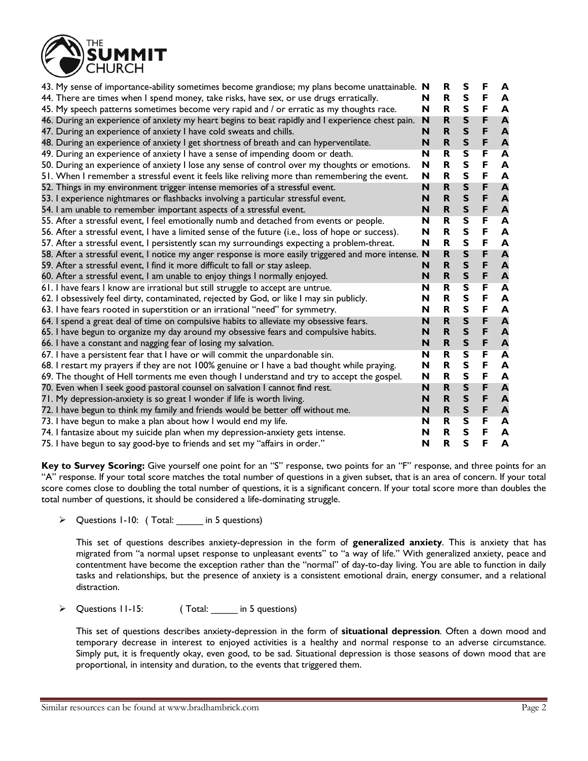| | | | | | |
|---|---|---|---|---|---|
| 43. My sense of importance-ability sometimes become grandiose; my plans become unattainable. | N | R | S | F | A |
| 44. There are times when I spend money, take risks, have sex, or use drugs erratically. | N | R | S | F | A |
| 45. My speech patterns sometimes become very rapid and / or erratic as my thoughts race. | N | R | S | F | A |
| 46. During an experience of anxiety my heart begins to beat rapidly and I experience chest pain. | N | R | S | F | A |
| 47. During an experience of anxiety I have cold sweats and chills. | N | R | S | F | A |
| 48. During an experience of anxiety I get shortness of breath and can hyperventilate. | N | R | S | F | A |
| 49. During an experience of anxiety I have a sense of impending doom or death. | N | R | S | F | A |
| 50. During an experience of anxiety I lose any sense of control over my thoughts or emotions. | N | R | S | F | A |
| 51. When I remember a stressful event it feels like reliving more than remembering the event. | N | R | S | F | A |
| 52. Things in my environment trigger intense memories of a stressful event. | N | R | S | F | A |
| 53. I experience nightmares or flashbacks involving a particular stressful event. | N | R | S | F | A |
| 54. I am unable to remember important aspects of a stressful event. | N | R | S | F | A |
| 55. After a stressful event, I feel emotionally numb and detached from events or people. | N | R | S | F | A |
| 56. After a stressful event, I have a limited sense of the future (i.e., loss of hope or success). | N | R | S | F | A |
| 57. After a stressful event, I persistently scan my surroundings expecting a problem-threat. | N | R | S | F | A |
| 58. After a stressful event, I notice my anger response is more easily triggered and more intense. | N | R | S | F | A |
| 59. After a stressful event, I find it more difficult to fall or stay asleep. | N | R | S | F | A |
| 60. After a stressful event, I am unable to enjoy things I normally enjoyed. | N | R | S | F | A |
| 61. I have fears I know are irrational but still struggle to accept are untrue. | N | R | S | F | A |
| 62. I obsessively feel dirty, contaminated, rejected by God, or like I may sin publicly. | N | R | S | F | A |
| 63. I have fears rooted in superstition or an irrational "need" for symmetry. | N | R | S | F | A |
| 64. I spend a great deal of time on compulsive habits to alleviate my obsessive fears. | N | R | S | F | A |
| 65. I have begun to organize my day around my obsessive fears and compulsive habits. | N | R | S | F | A |
| 66. I have a constant and nagging fear of losing my salvation. | N | R | S | F | A |
| 67. I have a persistent fear that I have or will commit the unpardonable sin. | N | R | S | F | A |
| 68. I restart my prayers if they are not 100% genuine or I have a bad thought while praying. | N | R | S | F | A |
| 69. The thought of Hell torments me even though I understand and try to accept the gospel. | N | R | S | F | A |
| 70. Even when I seek good pastoral counsel on salvation I cannot find rest. | N | R | S | F | A |
| 71. My depression-anxiety is so great I wonder if life is worth living. | N | R | S | F | A |
| 72. I have begun to think my family and friends would be better off without me. | N | R | S | F | A |
| 73. I have begun to make a plan about how I would end my life. | N | R | S | F | A |
| 74. I fantasize about my suicide plan when my depression-anxiety gets intense. | N | R | S | F | A |
| 75. I have begun to say good-bye to friends and set my "affairs in order." | N | R | S | F | A |

**Key to Survey Scoring:** Give yourself one point for an "S" response, two points for an "F" response, and three points for an "A" response. If your total score matches the total number of questions in a given subset, that is an area of concern. If your total score comes close to doubling the total number of questions, it is a significant concern. If your total score more than doubles the total number of questions, it should be considered a life-dominating struggle.

- Questions 1-10: ( Total: _____ in 5 questions)

  This set of questions describes anxiety-depression in the form of **generalized anxiety**. This is anxiety that has migrated from "a normal upset response to unpleasant events" to "a way of life." With generalized anxiety, peace and contentment have become the exception rather than the "normal" of day-to-day living. You are able to function in daily tasks and relationships, but the presence of anxiety is a consistent emotional drain, energy consumer, and a relational distraction.

- Questions 11-15: ( Total: _____ in 5 questions)

  This set of questions describes anxiety-depression in the form of **situational depression**. Often a down mood and temporary decrease in interest to enjoyed activities is a healthy and normal response to an adverse circumstance. Simply put, it is frequently okay, even good, to be sad. Situational depression is those seasons of down mood that are proportional, in intensity and duration, to the events that triggered them.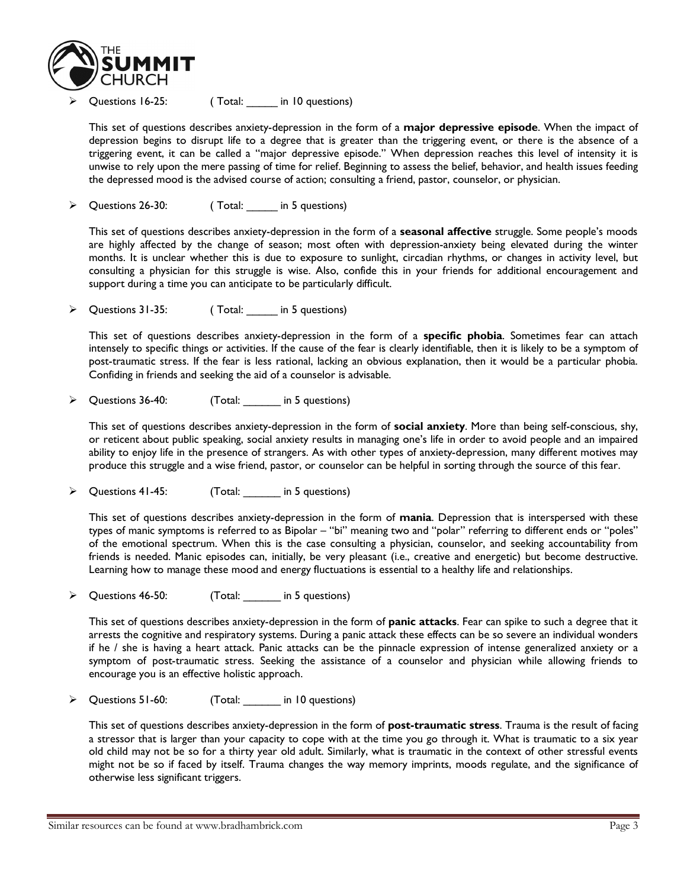- Questions 16-25: ( Total: _____ in 10 questions)

  This set of questions describes anxiety-depression in the form of a **major depressive episode**. When the impact of depression begins to disrupt life to a degree that is greater than the triggering event, or there is the absence of a triggering event, it can be called a "major depressive episode." When depression reaches this level of intensity it is unwise to rely upon the mere passing of time for relief. Beginning to assess the belief, behavior, and health issues feeding the depressed mood is the advised course of action; consulting a friend, pastor, counselor, or physician.

- Questions 26-30: ( Total: _____ in 5 questions)

  This set of questions describes anxiety-depression in the form of a **seasonal affective** struggle. Some people's moods are highly affected by the change of season; most often with depression-anxiety being elevated during the winter months. It is unclear whether this is due to exposure to sunlight, circadian rhythms, or changes in activity level, but consulting a physician for this struggle is wise. Also, confide this in your friends for additional encouragement and support during a time you can anticipate to be particularly difficult.

- Questions 31-35: ( Total: _____ in 5 questions)

  This set of questions describes anxiety-depression in the form of a **specific phobia**. Sometimes fear can attach intensely to specific things or activities. If the cause of the fear is clearly identifiable, then it is likely to be a symptom of post-traumatic stress. If the fear is less rational, lacking an obvious explanation, then it would be a particular phobia. Confiding in friends and seeking the aid of a counselor is advisable.

- Questions 36-40: (Total: ______ in 5 questions)

  This set of questions describes anxiety-depression in the form of **social anxiety**. More than being self-conscious, shy, or reticent about public speaking, social anxiety results in managing one's life in order to avoid people and an impaired ability to enjoy life in the presence of strangers. As with other types of anxiety-depression, many different motives may produce this struggle and a wise friend, pastor, or counselor can be helpful in sorting through the source of this fear.

- Questions 41-45: (Total: ______ in 5 questions)

  This set of questions describes anxiety-depression in the form of **mania**. Depression that is interspersed with these types of manic symptoms is referred to as Bipolar – "bi" meaning two and "polar" referring to different ends or "poles" of the emotional spectrum. When this is the case consulting a physician, counselor, and seeking accountability from friends is needed. Manic episodes can, initially, be very pleasant (i.e., creative and energetic) but become destructive. Learning how to manage these mood and energy fluctuations is essential to a healthy life and relationships.

- Questions 46-50: (Total: ______ in 5 questions)

  This set of questions describes anxiety-depression in the form of **panic attacks**. Fear can spike to such a degree that it arrests the cognitive and respiratory systems. During a panic attack these effects can be so severe an individual wonders if he / she is having a heart attack. Panic attacks can be the pinnacle expression of intense generalized anxiety or a symptom of post-traumatic stress. Seeking the assistance of a counselor and physician while allowing friends to encourage you is an effective holistic approach.

- Questions 51-60: (Total: ______ in 10 questions)

  This set of questions describes anxiety-depression in the form of **post-traumatic stress**. Trauma is the result of facing a stressor that is larger than your capacity to cope with at the time you go through it. What is traumatic to a six year old child may not be so for a thirty year old adult. Similarly, what is traumatic in the context of other stressful events might not be so if faced by itself. Trauma changes the way memory imprints, moods regulate, and the significance of otherwise less significant triggers.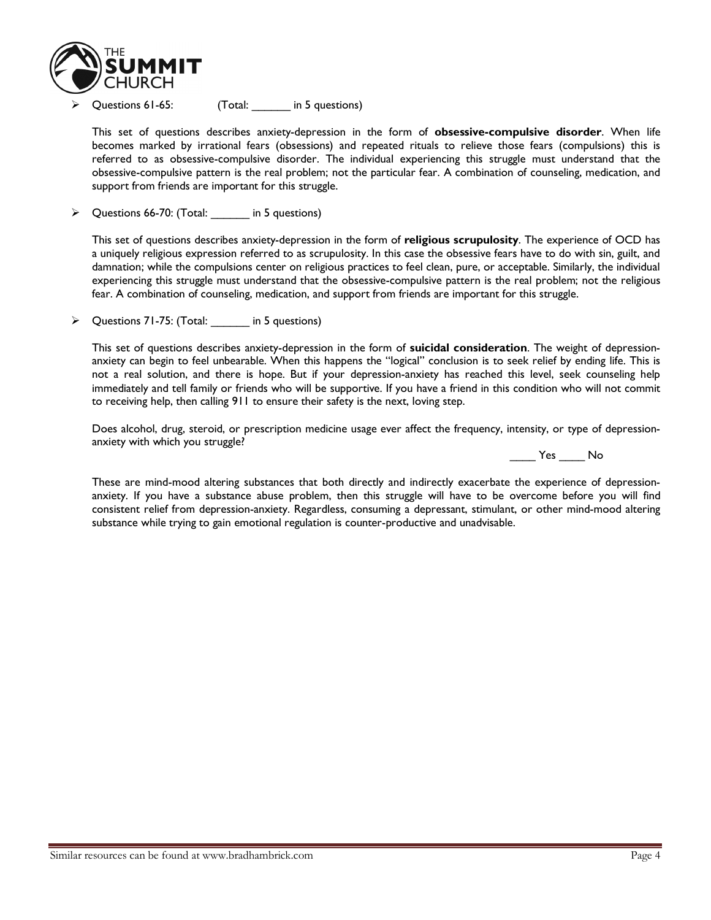- Questions 61-65: (Total: ______ in 5 questions)

  This set of questions describes anxiety-depression in the form of **obsessive-compulsive disorder**. When life becomes marked by irrational fears (obsessions) and repeated rituals to relieve those fears (compulsions) this is referred to as obsessive-compulsive disorder. The individual experiencing this struggle must understand that the obsessive-compulsive pattern is the real problem; not the particular fear. A combination of counseling, medication, and support from friends are important for this struggle.

- Questions 66-70: (Total: ______ in 5 questions)

  This set of questions describes anxiety-depression in the form of **religious scrupulosity**. The experience of OCD has a uniquely religious expression referred to as scrupulosity. In this case the obsessive fears have to do with sin, guilt, and damnation; while the compulsions center on religious practices to feel clean, pure, or acceptable. Similarly, the individual experiencing this struggle must understand that the obsessive-compulsive pattern is the real problem; not the religious fear. A combination of counseling, medication, and support from friends are important for this struggle.

- Questions 71-75: (Total: ______ in 5 questions)

  This set of questions describes anxiety-depression in the form of **suicidal consideration**. The weight of depression-anxiety can begin to feel unbearable. When this happens the "logical" conclusion is to seek relief by ending life. This is not a real solution, and there is hope. But if your depression-anxiety has reached this level, seek counseling help immediately and tell family or friends who will be supportive. If you have a friend in this condition who will not commit to receiving help, then calling 911 to ensure their safety is the next, loving step.

  Does alcohol, drug, steroid, or prescription medicine usage ever affect the frequency, intensity, or type of depression-anxiety with which you struggle?

  ____ Yes ____ No

  These are mind-mood altering substances that both directly and indirectly exacerbate the experience of depression-anxiety. If you have a substance abuse problem, then this struggle will have to be overcome before you will find consistent relief from depression-anxiety. Regardless, consuming a depressant, stimulant, or other mind-mood altering substance while trying to gain emotional regulation is counter-productive and unadvisable.